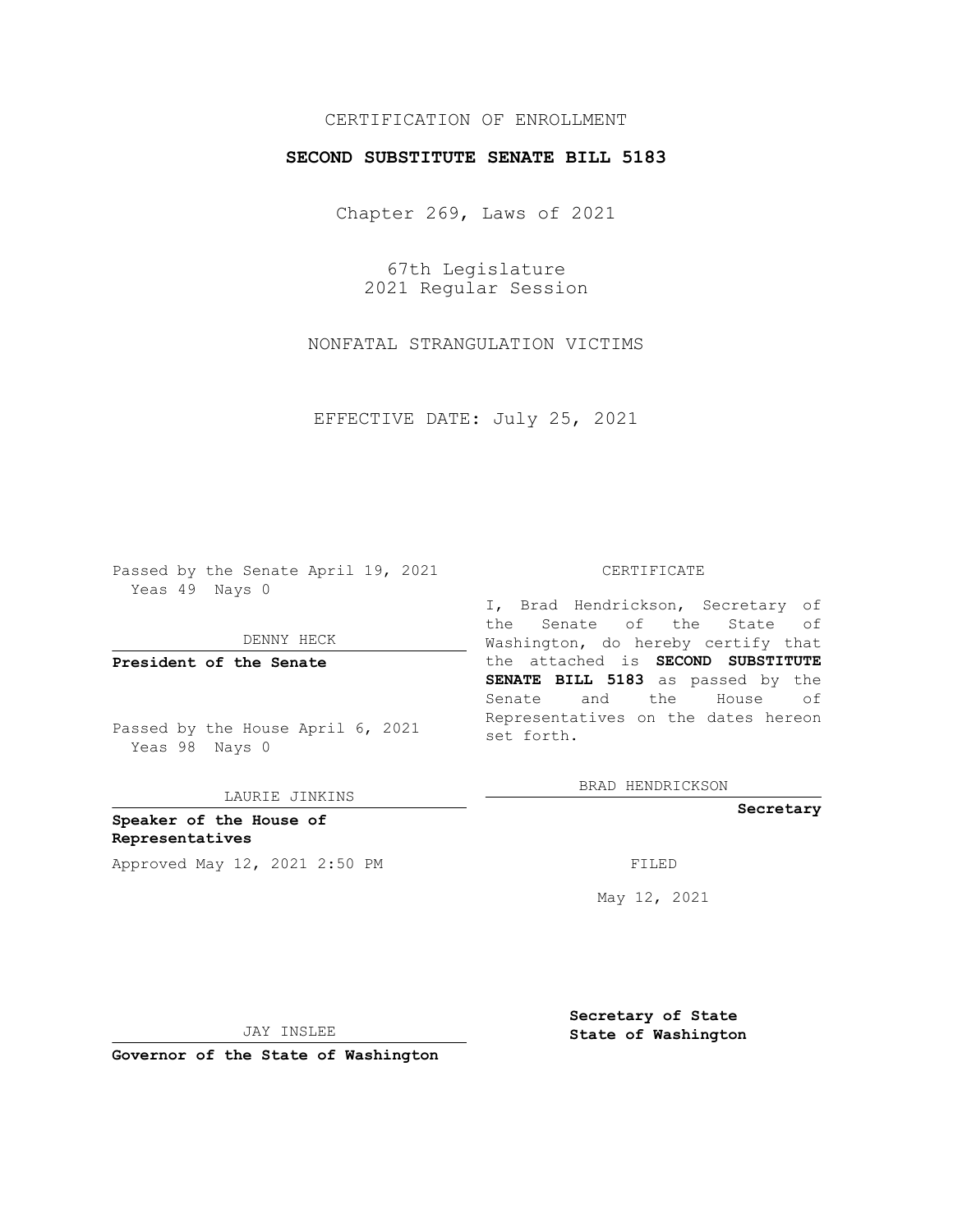CERTIFICATION OF ENROLLMENT

**SECOND SUBSTITUTE SENATE BILL 5183**

Chapter 269, Laws of 2021

67th Legislature
2021 Regular Session

NONFATAL STRANGULATION VICTIMS

EFFECTIVE DATE: July 25, 2021

Passed by the Senate April 19, 2021
Yeas 49 Nays 0

DENNY HECK

**President of the Senate**

Passed by the House April 6, 2021
Yeas 98 Nays 0

LAURIE JINKINS

**Speaker of the House of Representatives**

Approved May 12, 2021 2:50 PM

JAY INSLEE

**Governor of the State of Washington**

CERTIFICATE

I, Brad Hendrickson, Secretary of the Senate of the State of Washington, do hereby certify that the attached is **SECOND SUBSTITUTE SENATE BILL 5183** as passed by the Senate and the House of Representatives on the dates hereon set forth.

BRAD HENDRICKSON

**Secretary**

FILED

May 12, 2021

**Secretary of State**
**State of Washington**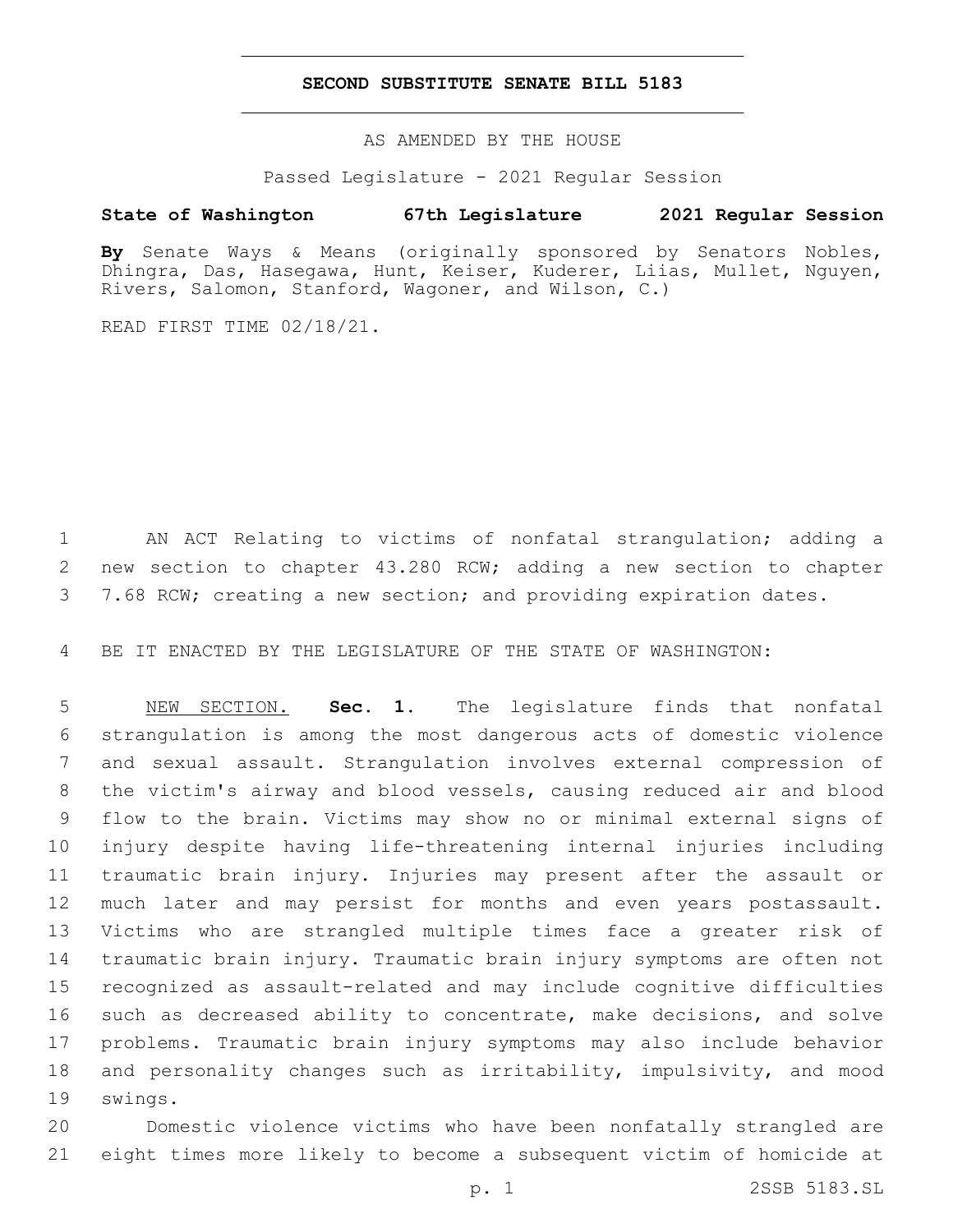# SECOND SUBSTITUTE SENATE BILL 5183

AS AMENDED BY THE HOUSE

Passed Legislature - 2021 Regular Session

**State of Washington 67th Legislature 2021 Regular Session**

**By** Senate Ways & Means (originally sponsored by Senators Nobles, Dhingra, Das, Hasegawa, Hunt, Keiser, Kuderer, Liias, Mullet, Nguyen, Rivers, Salomon, Stanford, Wagoner, and Wilson, C.)

READ FIRST TIME 02/18/21.

AN ACT Relating to victims of nonfatal strangulation; adding a new section to chapter 43.280 RCW; adding a new section to chapter 7.68 RCW; creating a new section; and providing expiration dates.

BE IT ENACTED BY THE LEGISLATURE OF THE STATE OF WASHINGTON:

NEW SECTION. **Sec. 1.** The legislature finds that nonfatal strangulation is among the most dangerous acts of domestic violence and sexual assault. Strangulation involves external compression of the victim's airway and blood vessels, causing reduced air and blood flow to the brain. Victims may show no or minimal external signs of injury despite having life-threatening internal injuries including traumatic brain injury. Injuries may present after the assault or much later and may persist for months and even years postassault. Victims who are strangled multiple times face a greater risk of traumatic brain injury. Traumatic brain injury symptoms are often not recognized as assault-related and may include cognitive difficulties such as decreased ability to concentrate, make decisions, and solve problems. Traumatic brain injury symptoms may also include behavior and personality changes such as irritability, impulsivity, and mood swings.

Domestic violence victims who have been nonfatally strangled are eight times more likely to become a subsequent victim of homicide at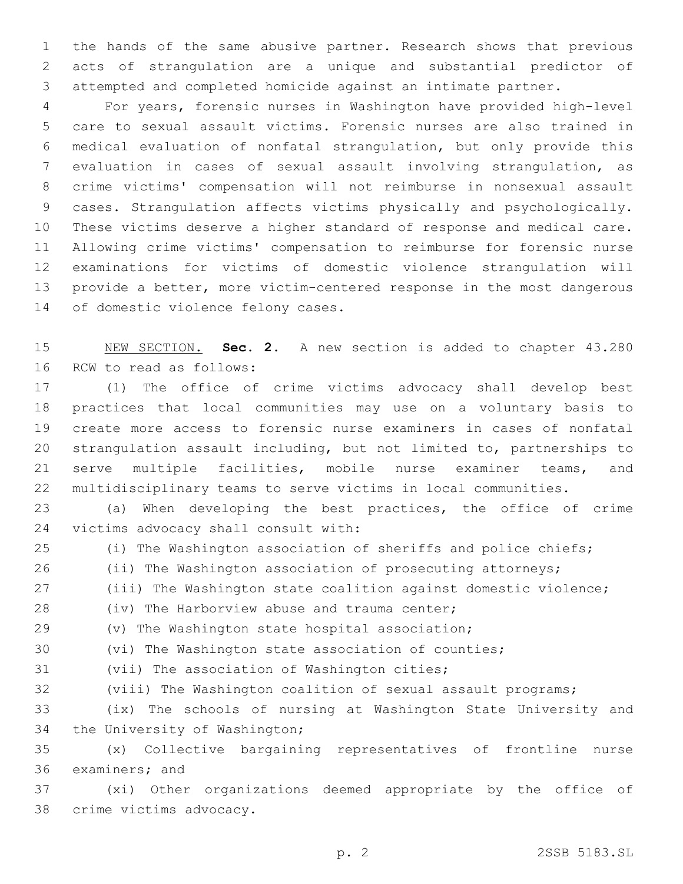the hands of the same abusive partner. Research shows that previous acts of strangulation are a unique and substantial predictor of attempted and completed homicide against an intimate partner.

For years, forensic nurses in Washington have provided high-level care to sexual assault victims. Forensic nurses are also trained in medical evaluation of nonfatal strangulation, but only provide this evaluation in cases of sexual assault involving strangulation, as crime victims' compensation will not reimburse in nonsexual assault cases. Strangulation affects victims physically and psychologically. These victims deserve a higher standard of response and medical care. Allowing crime victims' compensation to reimburse for forensic nurse examinations for victims of domestic violence strangulation will provide a better, more victim-centered response in the most dangerous of domestic violence felony cases.

NEW SECTION. **Sec. 2.** A new section is added to chapter 43.280 RCW to read as follows:

(1) The office of crime victims advocacy shall develop best practices that local communities may use on a voluntary basis to create more access to forensic nurse examiners in cases of nonfatal strangulation assault including, but not limited to, partnerships to serve multiple facilities, mobile nurse examiner teams, and multidisciplinary teams to serve victims in local communities.

(a) When developing the best practices, the office of crime victims advocacy shall consult with:

(i) The Washington association of sheriffs and police chiefs;

(ii) The Washington association of prosecuting attorneys;

(iii) The Washington state coalition against domestic violence;

(iv) The Harborview abuse and trauma center;

(v) The Washington state hospital association;

(vi) The Washington state association of counties;

(vii) The association of Washington cities;

(viii) The Washington coalition of sexual assault programs;

(ix) The schools of nursing at Washington State University and the University of Washington;

(x) Collective bargaining representatives of frontline nurse examiners; and

(xi) Other organizations deemed appropriate by the office of crime victims advocacy.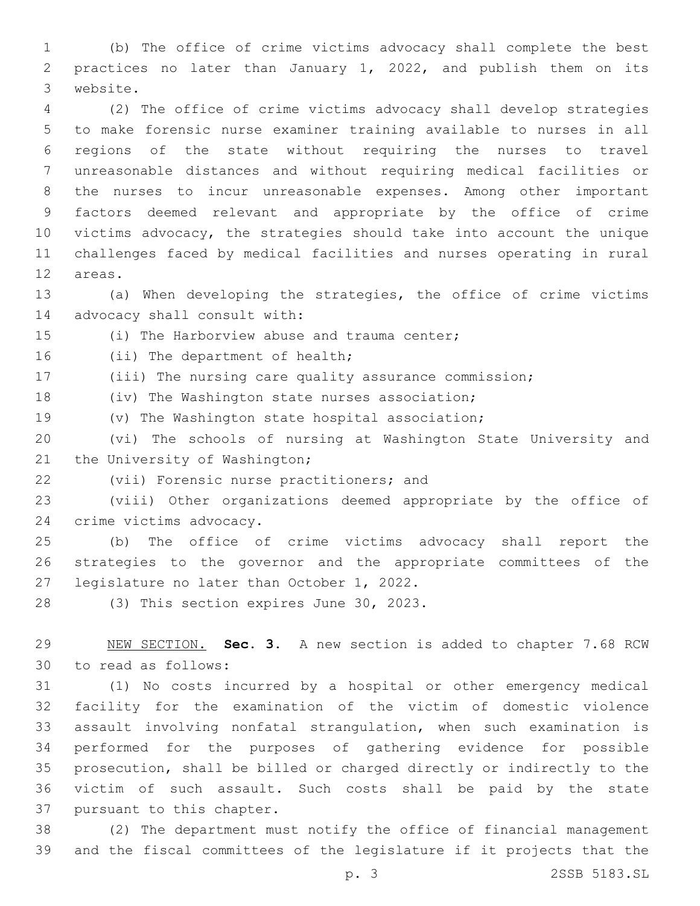(b) The office of crime victims advocacy shall complete the best practices no later than January 1, 2022, and publish them on its website.

(2) The office of crime victims advocacy shall develop strategies to make forensic nurse examiner training available to nurses in all regions of the state without requiring the nurses to travel unreasonable distances and without requiring medical facilities or the nurses to incur unreasonable expenses. Among other important factors deemed relevant and appropriate by the office of crime victims advocacy, the strategies should take into account the unique challenges faced by medical facilities and nurses operating in rural areas.

(a) When developing the strategies, the office of crime victims advocacy shall consult with:

(i) The Harborview abuse and trauma center;

(ii) The department of health;

(iii) The nursing care quality assurance commission;

(iv) The Washington state nurses association;

(v) The Washington state hospital association;

(vi) The schools of nursing at Washington State University and the University of Washington;

(vii) Forensic nurse practitioners; and

(viii) Other organizations deemed appropriate by the office of crime victims advocacy.

(b) The office of crime victims advocacy shall report the strategies to the governor and the appropriate committees of the legislature no later than October 1, 2022.

(3) This section expires June 30, 2023.

NEW SECTION. **Sec. 3.** A new section is added to chapter 7.68 RCW to read as follows:

(1) No costs incurred by a hospital or other emergency medical facility for the examination of the victim of domestic violence assault involving nonfatal strangulation, when such examination is performed for the purposes of gathering evidence for possible prosecution, shall be billed or charged directly or indirectly to the victim of such assault. Such costs shall be paid by the state pursuant to this chapter.

(2) The department must notify the office of financial management and the fiscal committees of the legislature if it projects that the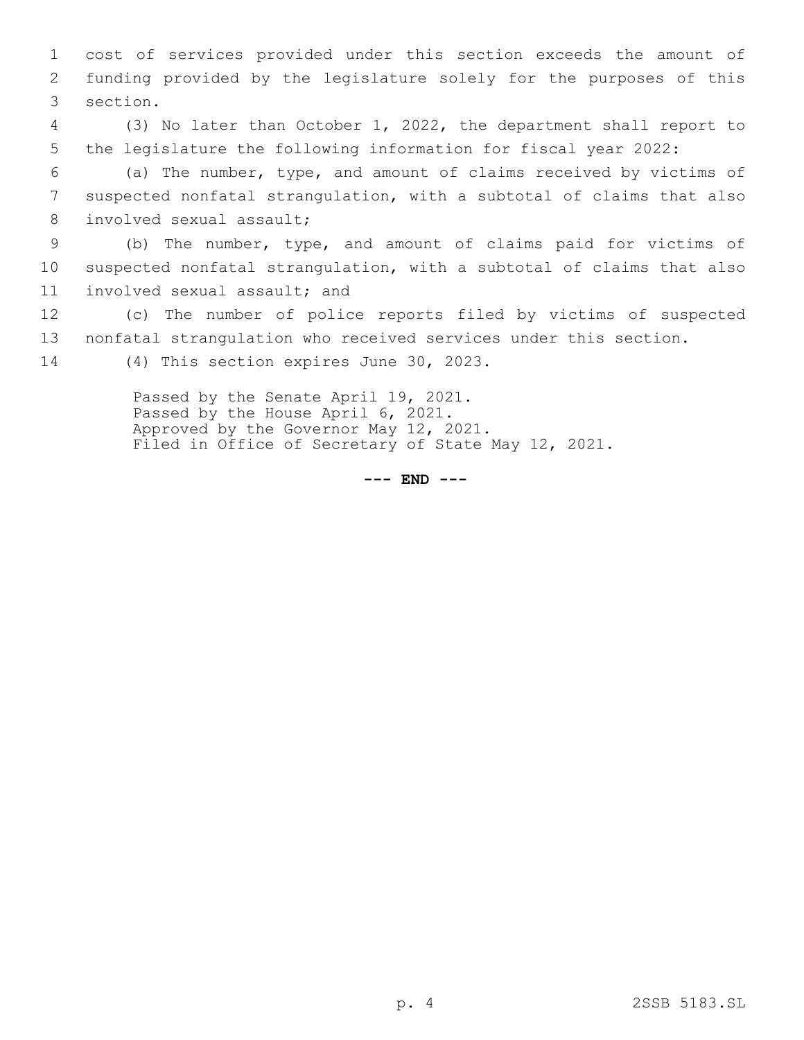cost of services provided under this section exceeds the amount of funding provided by the legislature solely for the purposes of this section.

(3) No later than October 1, 2022, the department shall report to the legislature the following information for fiscal year 2022:

(a) The number, type, and amount of claims received by victims of suspected nonfatal strangulation, with a subtotal of claims that also involved sexual assault;

(b) The number, type, and amount of claims paid for victims of suspected nonfatal strangulation, with a subtotal of claims that also involved sexual assault; and

(c) The number of police reports filed by victims of suspected nonfatal strangulation who received services under this section.

(4) This section expires June 30, 2023.

Passed by the Senate April 19, 2021.
Passed by the House April 6, 2021.
Approved by the Governor May 12, 2021.
Filed in Office of Secretary of State May 12, 2021.

**--- END ---**